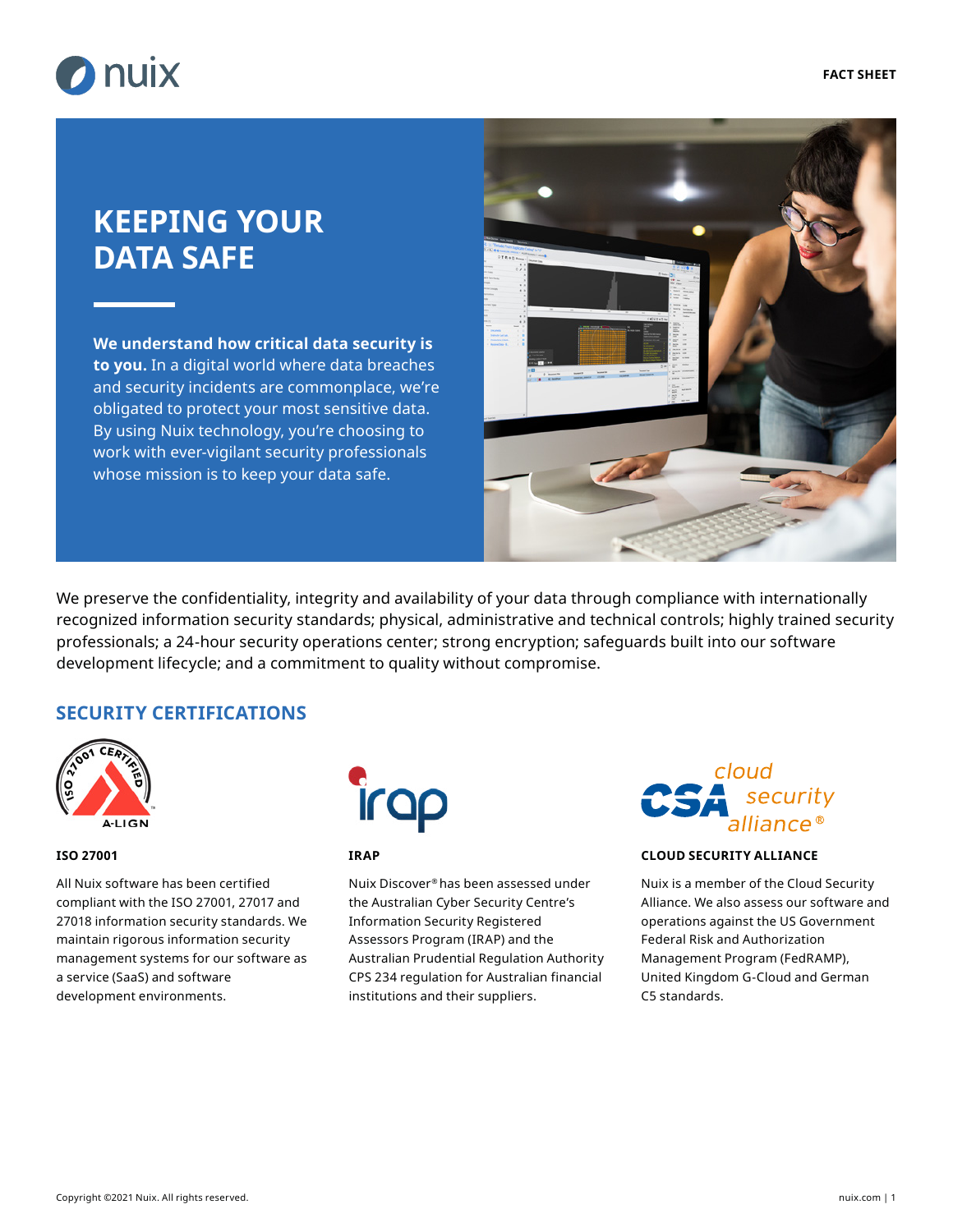# KEEPING YOUR DATA SAFE

**We understand how critical data security is to you.** In a digital world where data breaches and security incidents are commonplace, we're obligated to protect your most sensitive data. By using Nuix technology, you're choosing to work with ever-vigilant security professionals whose mission is to keep your data safe.

We preserve the confidentiality, integrity and availability of your data through compliance with internationally recognized information security standards; physical, administrative and technical controls; highly trained security professionals; a 24-hour security operations center; strong encryption; safeguards built into our software development lifecycle; and a commitment to quality without compromise.

## SECURITY CERTIFICATIONS

### ISO 27001

All Nuix software has been certified compliant with the ISO 27001, 27017 and 27018 information security standards. We maintain rigorous information security management systems for our software as a service (SaaS) and software development environments.

### IRAP

Nuix Discover® has been assessed under the Australian Cyber Security Centre's Information Security Registered Assessors Program (IRAP) and the Australian Prudential Regulation Authority CPS 234 regulation for Australian financial institutions and their suppliers.

### CLOUD SECURITY ALLIANCE

Nuix is a member of the Cloud Security Alliance. We also assess our software and operations against the US Government Federal Risk and Authorization Management Program (FedRAMP), United Kingdom G-Cloud and German C5 standards.

Copyright ©2021 Nuix. All rights reserved.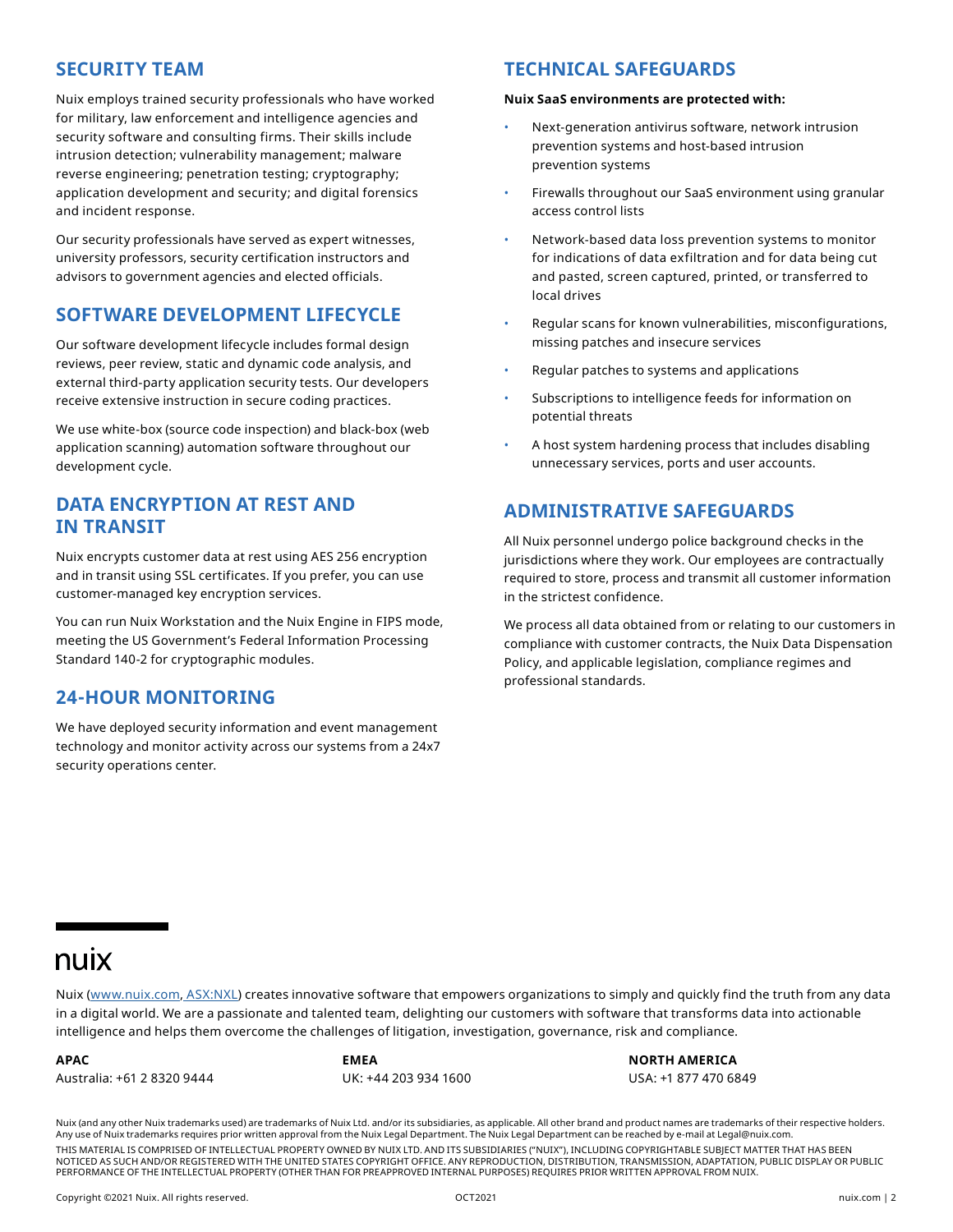## SECURITY TEAM

Nuix employs trained security professionals who have worked for military, law enforcement and intelligence agencies and security software and consulting firms. Their skills include intrusion detection; vulnerability management; malware reverse engineering; penetration testing; cryptography; application development and security; and digital forensics and incident response.

Our security professionals have served as expert witnesses, university professors, security certification instructors and advisors to government agencies and elected officials.

## SOFTWARE DEVELOPMENT LIFECYCLE

Our software development lifecycle includes formal design reviews, peer review, static and dynamic code analysis, and external third-party application security tests. Our developers receive extensive instruction in secure coding practices.

We use white-box (source code inspection) and black-box (web application scanning) automation software throughout our development cycle.

## DATA ENCRYPTION AT REST AND IN TRANSIT

Nuix encrypts customer data at rest using AES 256 encryption and in transit using SSL certificates. If you prefer, you can use customer-managed key encryption services.

You can run Nuix Workstation and the Nuix Engine in FIPS mode, meeting the US Government's Federal Information Processing Standard 140-2 for cryptographic modules.

## 24-HOUR MONITORING

We have deployed security information and event management technology and monitor activity across our systems from a 24x7 security operations center.

## TECHNICAL SAFEGUARDS

**Nuix SaaS environments are protected with:**

- Next-generation antivirus software, network intrusion prevention systems and host-based intrusion prevention systems
- Firewalls throughout our SaaS environment using granular access control lists
- Network-based data loss prevention systems to monitor for indications of data exfiltration and for data being cut and pasted, screen captured, printed, or transferred to local drives
- Regular scans for known vulnerabilities, misconfigurations, missing patches and insecure services
- Regular patches to systems and applications
- Subscriptions to intelligence feeds for information on potential threats
- A host system hardening process that includes disabling unnecessary services, ports and user accounts.

## ADMINISTRATIVE SAFEGUARDS

All Nuix personnel undergo police background checks in the jurisdictions where they work. Our employees are contractually required to store, process and transmit all customer information in the strictest confidence.

We process all data obtained from or relating to our customers in compliance with customer contracts, the Nuix Data Dispensation Policy, and applicable legislation, compliance regimes and professional standards.

nuix

Nuix (www.nuix.com, ASX:NXL) creates innovative software that empowers organizations to simply and quickly find the truth from any data in a digital world. We are a passionate and talented team, delighting our customers with software that transforms data into actionable intelligence and helps them overcome the challenges of litigation, investigation, governance, risk and compliance.

**APAC**
Australia: +61 2 8320 9444

**EMEA**
UK: +44 203 934 1600

**NORTH AMERICA**
USA: +1 877 470 6849

Nuix (and any other Nuix trademarks used) are trademarks of Nuix Ltd. and/or its subsidiaries, as applicable. All other brand and product names are trademarks of their respective holders. Any use of Nuix trademarks requires prior written approval from the Nuix Legal Department. The Nuix Legal Department can be reached by e-mail at Legal@nuix.com.

THIS MATERIAL IS COMPRISED OF INTELLECTUAL PROPERTY OWNED BY NUIX LTD. AND ITS SUBSIDIARIES ("NUIX"), INCLUDING COPYRIGHTABLE SUBJECT MATTER THAT HAS BEEN NOTICED AS SUCH AND/OR REGISTERED WITH THE UNITED STATES COPYRIGHT OFFICE. ANY REPRODUCTION, DISTRIBUTION, TRANSMISSION, ADAPTATION, PUBLIC DISPLAY OR PUBLIC PERFORMANCE OF THE INTELLECTUAL PROPERTY (OTHER THAN FOR PREAPPROVED INTERNAL PURPOSES) REQUIRES PRIOR WRITTEN APPROVAL FROM NUIX.

Copyright ©2021 Nuix. All rights reserved.

OCT2021